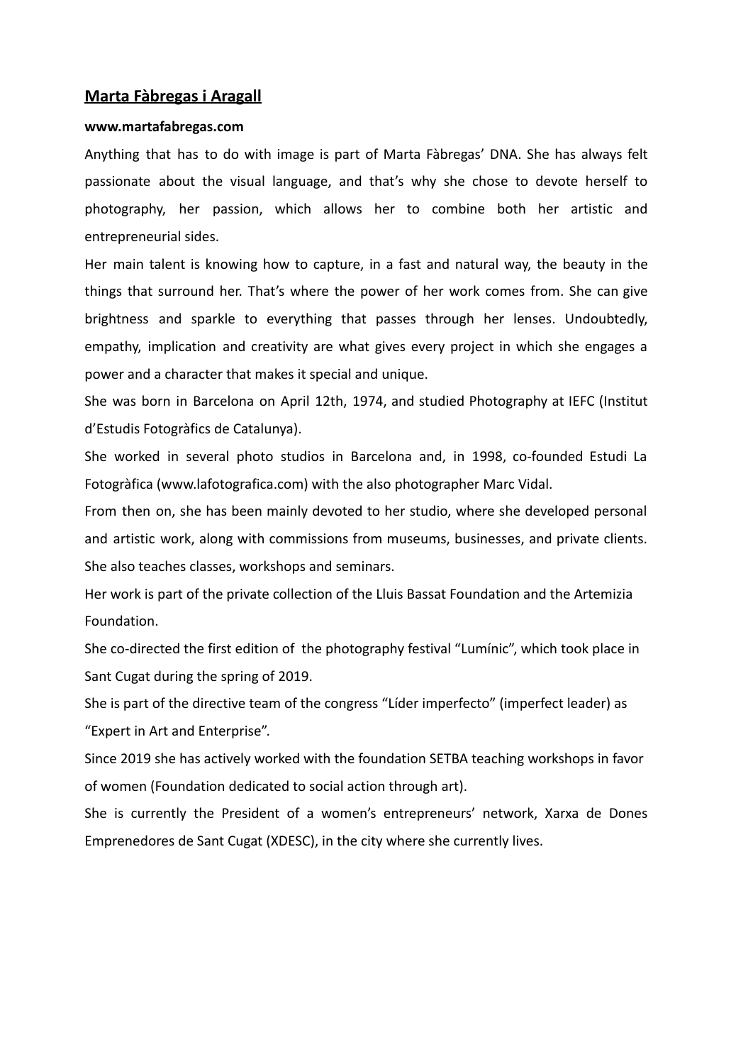# Marta Fàbregas i Aragall

**www.martafabregas.com**

Anything that has to do with image is part of Marta Fàbregas' DNA. She has always felt passionate about the visual language, and that's why she chose to devote herself to photography, her passion, which allows her to combine both her artistic and entrepreneurial sides.

Her main talent is knowing how to capture, in a fast and natural way, the beauty in the things that surround her. That's where the power of her work comes from. She can give brightness and sparkle to everything that passes through her lenses. Undoubtedly, empathy, implication and creativity are what gives every project in which she engages a power and a character that makes it special and unique.

She was born in Barcelona on April 12th, 1974, and studied Photography at IEFC (Institut d'Estudis Fotogràfics de Catalunya).

She worked in several photo studios in Barcelona and, in 1998, co-founded Estudi La Fotogràfica (www.lafotografica.com) with the also photographer Marc Vidal.

From then on, she has been mainly devoted to her studio, where she developed personal and artistic work, along with commissions from museums, businesses, and private clients. She also teaches classes, workshops and seminars.

Her work is part of the private collection of the Lluis Bassat Foundation and the Artemizia Foundation.

She co-directed the first edition of the photography festival "Lumínic", which took place in Sant Cugat during the spring of 2019.

She is part of the directive team of the congress "Líder imperfecto" (imperfect leader) as "Expert in Art and Enterprise".

Since 2019 she has actively worked with the foundation SETBA teaching workshops in favor of women (Foundation dedicated to social action through art).

She is currently the President of a women's entrepreneurs' network, Xarxa de Dones Emprenedores de Sant Cugat (XDESC), in the city where she currently lives.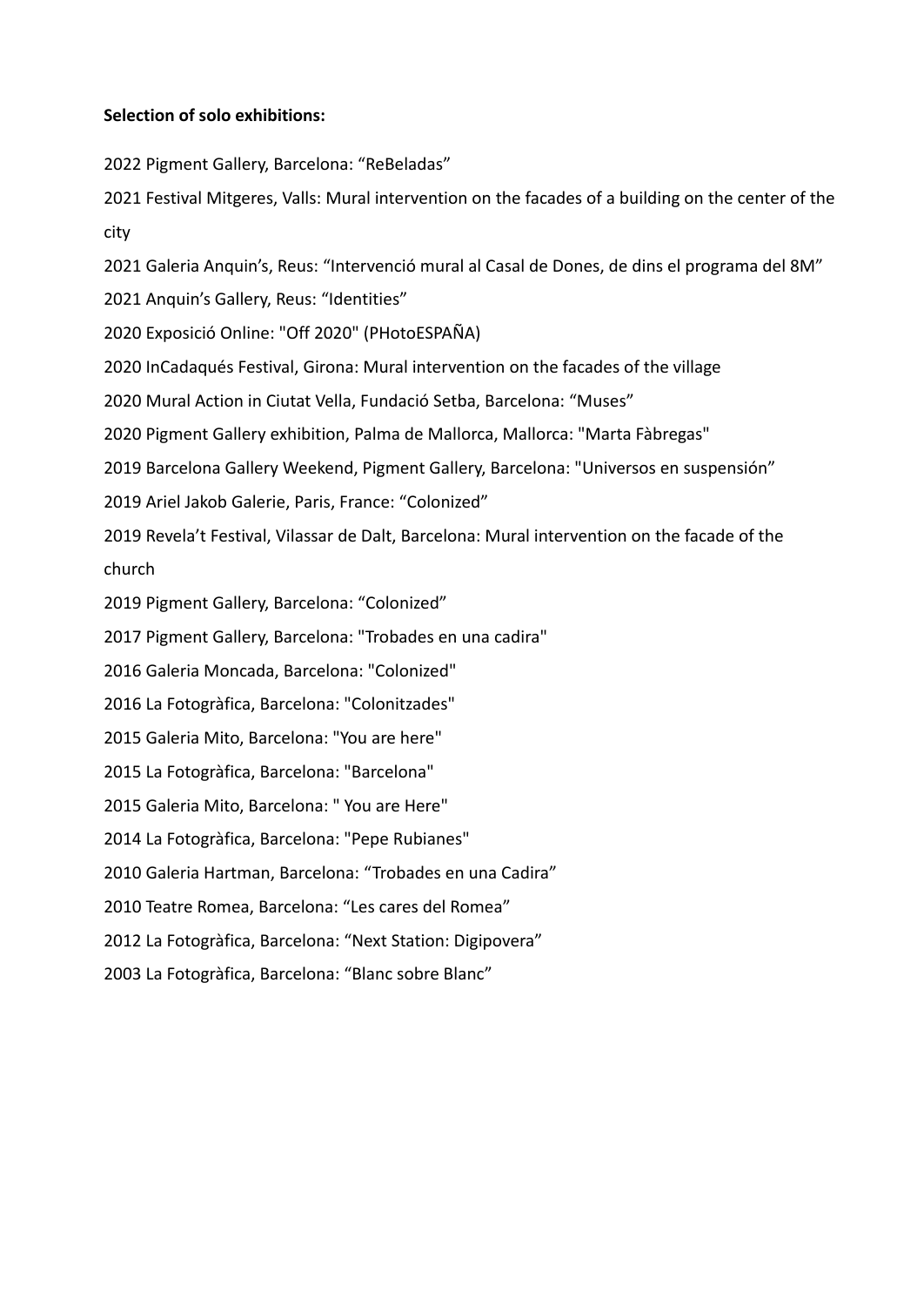**Selection of solo exhibitions:**

2022 Pigment Gallery, Barcelona: “ReBeladas”

2021 Festival Mitgeres, Valls: Mural intervention on the facades of a building on the center of the city

2021 Galeria Anquin’s, Reus: “Intervenció mural al Casal de Dones, de dins el programa del 8M”

2021 Anquin’s Gallery, Reus: “Identities”

2020 Exposició Online: "Off 2020" (PHotoESPAÑA)

2020 InCadaqués Festival, Girona: Mural intervention on the facades of the village

2020 Mural Action in Ciutat Vella, Fundació Setba, Barcelona: “Muses”

2020 Pigment Gallery exhibition, Palma de Mallorca, Mallorca: "Marta Fàbregas"

2019 Barcelona Gallery Weekend, Pigment Gallery, Barcelona: "Universos en suspensión”

2019 Ariel Jakob Galerie, Paris, France: “Colonized”

2019 Revela’t Festival, Vilassar de Dalt, Barcelona: Mural intervention on the facade of the church

2019 Pigment Gallery, Barcelona: “Colonized”

2017 Pigment Gallery, Barcelona: "Trobades en una cadira"

2016 Galeria Moncada, Barcelona: "Colonized"

2016 La Fotogràfica, Barcelona: "Colonitzades"

2015 Galeria Mito, Barcelona: "You are here"

2015 La Fotogràfica, Barcelona: "Barcelona"

2015 Galeria Mito, Barcelona: " You are Here"

2014 La Fotogràfica, Barcelona: "Pepe Rubianes"

2010 Galeria Hartman, Barcelona: “Trobades en una Cadira”

2010 Teatre Romea, Barcelona: “Les cares del Romea”

2012 La Fotogràfica, Barcelona: “Next Station: Digipovera”

2003 La Fotogràfica, Barcelona: “Blanc sobre Blanc”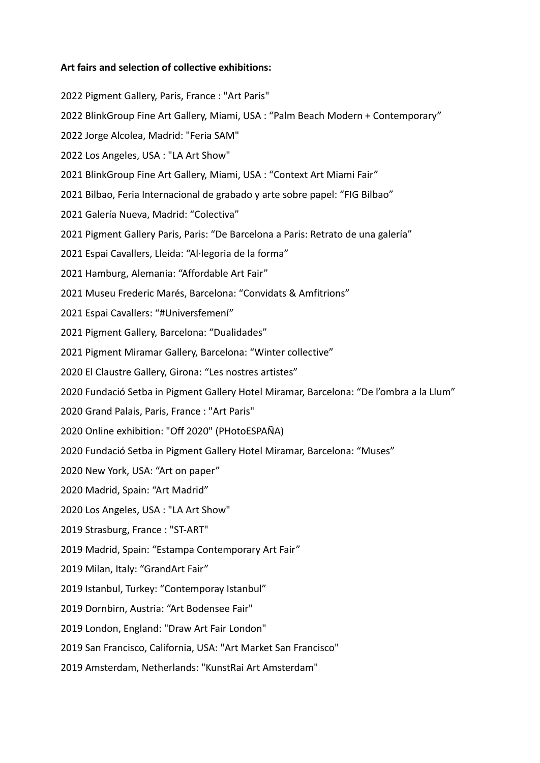**Art fairs and selection of collective exhibitions:**

2022 Pigment Gallery, Paris, France : "Art Paris"

2022 BlinkGroup Fine Art Gallery, Miami, USA : “Palm Beach Modern + Contemporary”

2022 Jorge Alcolea, Madrid: "Feria SAM"

2022 Los Angeles, USA : "LA Art Show"

2021 BlinkGroup Fine Art Gallery, Miami, USA : “Context Art Miami Fair”

2021 Bilbao, Feria Internacional de grabado y arte sobre papel: “FIG Bilbao”

2021 Galería Nueva, Madrid: “Colectiva”

2021 Pigment Gallery Paris, Paris: “De Barcelona a Paris: Retrato de una galería”

2021 Espai Cavallers, Lleida: “Al·legoria de la forma”

2021 Hamburg, Alemania: “Affordable Art Fair”

2021 Museu Frederic Marés, Barcelona: “Convidats & Amfitrions”

2021 Espai Cavallers: “#Universfemení”

2021 Pigment Gallery, Barcelona: “Dualidades”

2021 Pigment Miramar Gallery, Barcelona: “Winter collective”

2020 El Claustre Gallery, Girona: “Les nostres artistes”

2020 Fundació Setba in Pigment Gallery Hotel Miramar, Barcelona: “De l’ombra a la Llum”

2020 Grand Palais, Paris, France : "Art Paris"

2020 Online exhibition: "Off 2020" (PHotoESPAÑA)

2020 Fundació Setba in Pigment Gallery Hotel Miramar, Barcelona: “Muses”

2020 New York, USA: “Art on paper”

2020 Madrid, Spain: “Art Madrid”

2020 Los Angeles, USA : "LA Art Show"

2019 Strasburg, France : "ST-ART"

2019 Madrid, Spain: “Estampa Contemporary Art Fair”

2019 Milan, Italy: “GrandArt Fair”

2019 Istanbul, Turkey: “Contemporay Istanbul”

2019 Dornbirn, Austria: “Art Bodensee Fair"

2019 London, England: "Draw Art Fair London"

2019 San Francisco, California, USA: "Art Market San Francisco"

2019 Amsterdam, Netherlands: "KunstRai Art Amsterdam"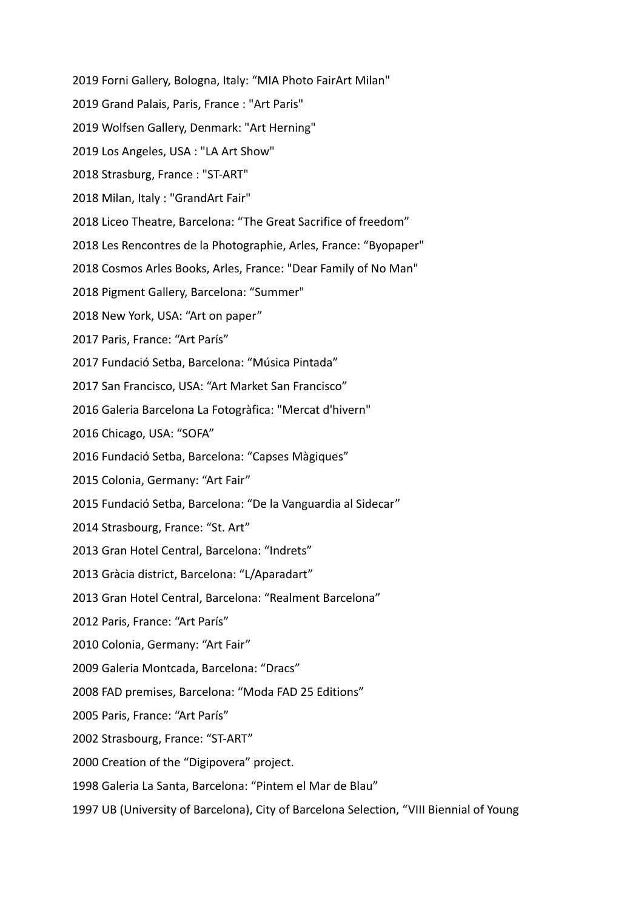2019 Forni Gallery, Bologna, Italy: “MIA Photo FairArt Milan"

2019 Grand Palais, Paris, France : "Art Paris"

2019 Wolfsen Gallery, Denmark: "Art Herning"

2019 Los Angeles, USA : "LA Art Show"

2018 Strasburg, France : "ST-ART"

2018 Milan, Italy : "GrandArt Fair"

2018 Liceo Theatre, Barcelona: “The Great Sacrifice of freedom”

2018 Les Rencontres de la Photographie, Arles, France: “Byopaper"

2018 Cosmos Arles Books, Arles, France: "Dear Family of No Man"

2018 Pigment Gallery, Barcelona: “Summer"

2018 New York, USA: “Art on paper”

2017 Paris, France: “Art París”

2017 Fundació Setba, Barcelona: “Música Pintada”

2017 San Francisco, USA: “Art Market San Francisco”

2016 Galeria Barcelona La Fotogràfica: "Mercat d'hivern"

2016 Chicago, USA: “SOFA”

2016 Fundació Setba, Barcelona: “Capses Màgiques”

2015 Colonia, Germany: “Art Fair”

2015 Fundació Setba, Barcelona: “De la Vanguardia al Sidecar”

2014 Strasbourg, France: “St. Art”

2013 Gran Hotel Central, Barcelona: “Indrets”

2013 Gràcia district, Barcelona: “L/Aparadart”

2013 Gran Hotel Central, Barcelona: “Realment Barcelona”

2012 Paris, France: “Art París”

2010 Colonia, Germany: “Art Fair”

2009 Galeria Montcada, Barcelona: “Dracs”

2008 FAD premises, Barcelona: “Moda FAD 25 Editions”

2005 Paris, France: “Art París”

2002 Strasbourg, France: “ST-ART”

2000 Creation of the “Digipovera” project.

1998 Galeria La Santa, Barcelona: “Pintem el Mar de Blau”

1997 UB (University of Barcelona), City of Barcelona Selection, “VIII Biennial of Young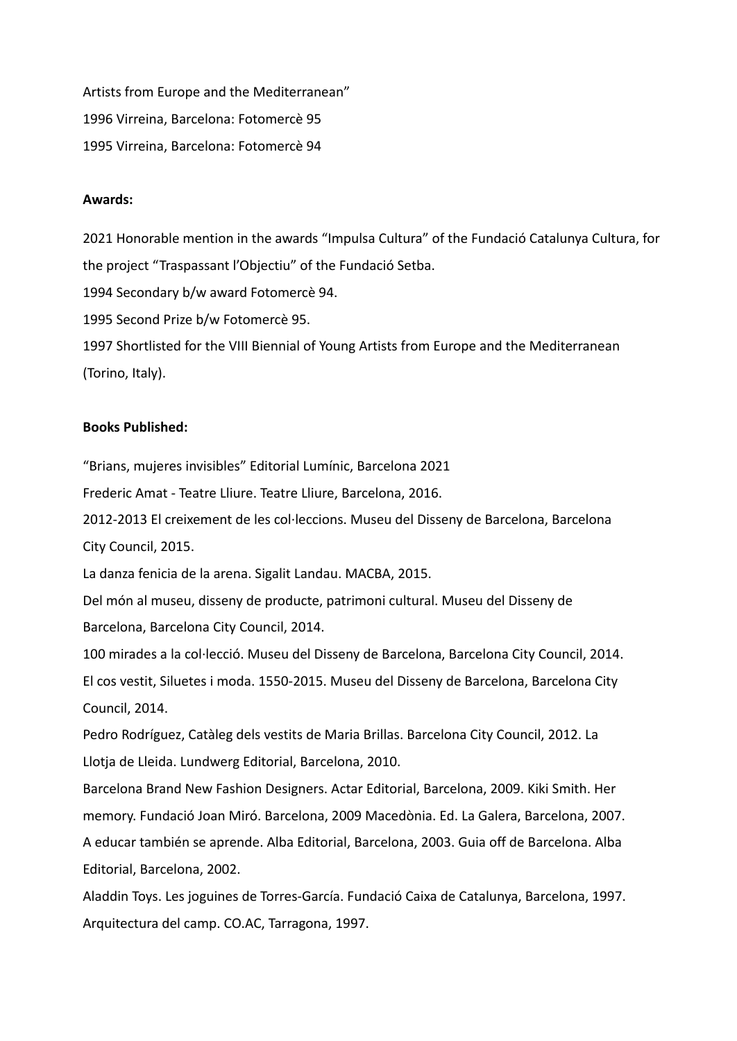Artists from Europe and the Mediterranean"

1996 Virreina, Barcelona: Fotomercè 95

1995 Virreina, Barcelona: Fotomercè 94

**Awards:**

2021 Honorable mention in the awards "Impulsa Cultura" of the Fundació Catalunya Cultura, for the project "Traspassant l'Objectiu" of the Fundació Setba.

1994 Secondary b/w award Fotomercè 94.

1995 Second Prize b/w Fotomercè 95.

1997 Shortlisted for the VIII Biennial of Young Artists from Europe and the Mediterranean (Torino, Italy).

**Books Published:**

"Brians, mujeres invisibles" Editorial Lumínic, Barcelona 2021

Frederic Amat - Teatre Lliure. Teatre Lliure, Barcelona, 2016.

2012-2013 El creixement de les col·leccions. Museu del Disseny de Barcelona, Barcelona City Council, 2015.

La danza fenicia de la arena. Sigalit Landau. MACBA, 2015.

Del món al museu, disseny de producte, patrimoni cultural. Museu del Disseny de Barcelona, Barcelona City Council, 2014.

100 mirades a la col·lecció. Museu del Disseny de Barcelona, Barcelona City Council, 2014.

El cos vestit, Siluetes i moda. 1550-2015. Museu del Disseny de Barcelona, Barcelona City Council, 2014.

Pedro Rodríguez, Catàleg dels vestits de Maria Brillas. Barcelona City Council, 2012. La Llotja de Lleida. Lundwerg Editorial, Barcelona, 2010.

Barcelona Brand New Fashion Designers. Actar Editorial, Barcelona, 2009. Kiki Smith. Her memory. Fundació Joan Miró. Barcelona, 2009 Macedònia. Ed. La Galera, Barcelona, 2007.

A educar también se aprende. Alba Editorial, Barcelona, 2003. Guia off de Barcelona. Alba Editorial, Barcelona, 2002.

Aladdin Toys. Les joguines de Torres-García. Fundació Caixa de Catalunya, Barcelona, 1997.

Arquitectura del camp. CO.AC, Tarragona, 1997.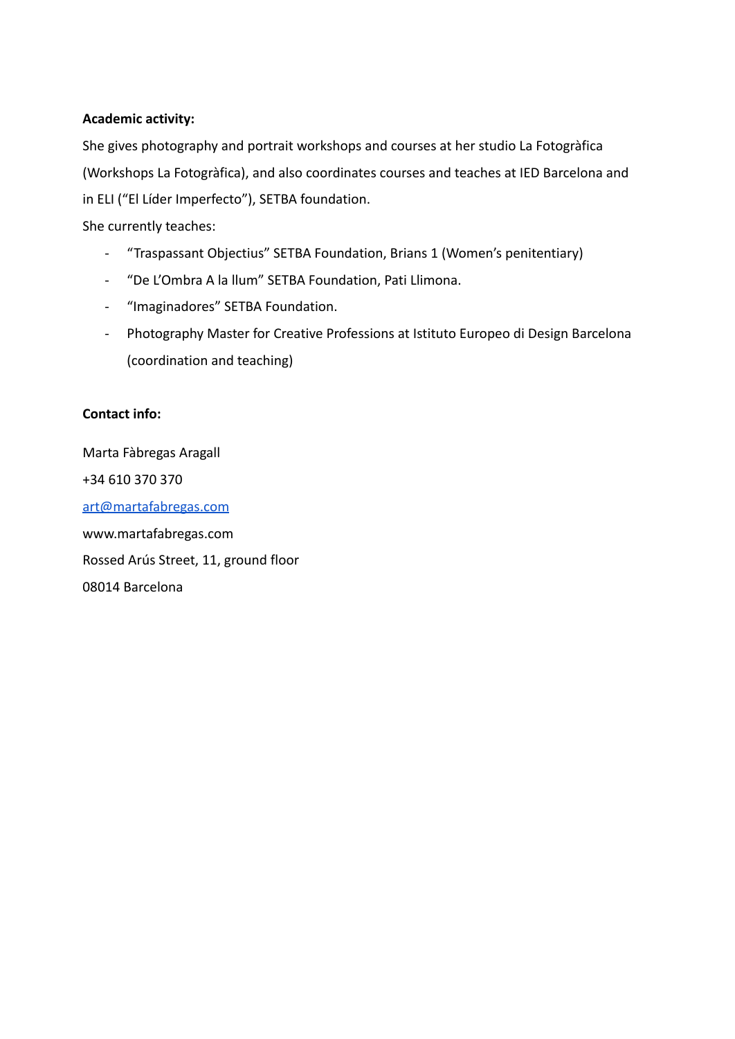**Academic activity:**

She gives photography and portrait workshops and courses at her studio La Fotogràfica (Workshops La Fotogràfica), and also coordinates courses and teaches at IED Barcelona and in ELI ("El Líder Imperfecto"), SETBA foundation.

She currently teaches:

- "Traspassant Objectius" SETBA Foundation, Brians 1 (Women's penitentiary)
- "De L'Ombra A la llum" SETBA Foundation, Pati Llimona.
- "Imaginadores" SETBA Foundation.
- Photography Master for Creative Professions at Istituto Europeo di Design Barcelona (coordination and teaching)

**Contact info:**

Marta Fàbregas Aragall

+34 610 370 370

art@martafabregas.com

www.martafabregas.com

Rossed Arús Street, 11, ground floor

08014 Barcelona